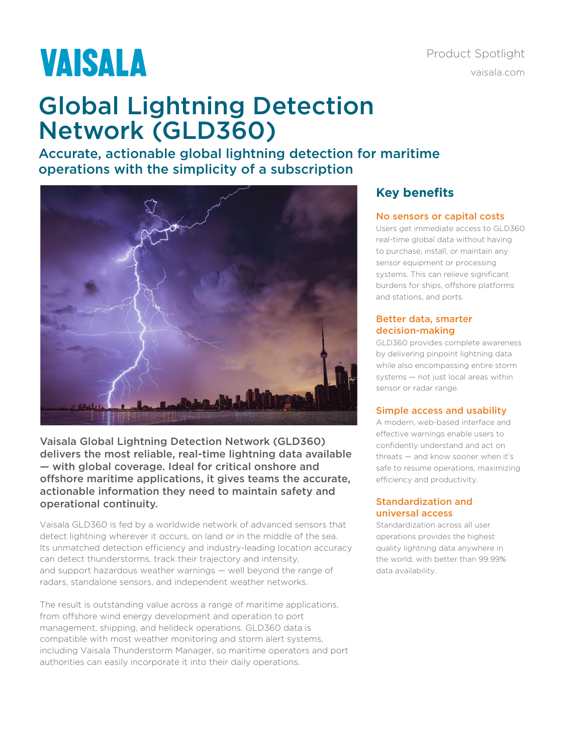VAISALA

Product Spotlight

vaisala.com

# Global Lightning Detection Network (GLD360)

## Accurate, actionable global lightning detection for maritime operations with the simplicity of a subscription

**Vaisala Global Lightning Detection Network (GLD360) delivers the most reliable, real-time lightning data available — with global coverage. Ideal for critical onshore and offshore maritime applications, it gives teams the accurate, actionable information they need to maintain safety and operational continuity.**

Vaisala GLD360 is fed by a worldwide network of advanced sensors that detect lightning wherever it occurs, on land or in the middle of the sea. Its unmatched detection efficiency and industry-leading location accuracy can detect thunderstorms, track their trajectory and intensity, and support hazardous weather warnings — well beyond the range of radars, standalone sensors, and independent weather networks.

The result is outstanding value across a range of maritime applications, from offshore wind energy development and operation to port management, shipping, and helideck operations. GLD360 data is compatible with most weather monitoring and storm alert systems, including Vaisala Thunderstorm Manager, so maritime operators and port authorities can easily incorporate it into their daily operations.

## Key benefits

### No sensors or capital costs

Users get immediate access to GLD360 real-time global data without having to purchase, install, or maintain any sensor equipment or processing systems. This can relieve significant burdens for ships, offshore platforms and stations, and ports.

### Better data, smarter decision-making

GLD360 provides complete awareness by delivering pinpoint lightning data while also encompassing entire storm systems — not just local areas within sensor or radar range.

### Simple access and usability

A modern, web-based interface and effective warnings enable users to confidently understand and act on threats — and know sooner when it's safe to resume operations, maximizing efficiency and productivity.

### Standardization and universal access

Standardization across all user operations provides the highest quality lightning data anywhere in the world, with better than 99.99% data availability.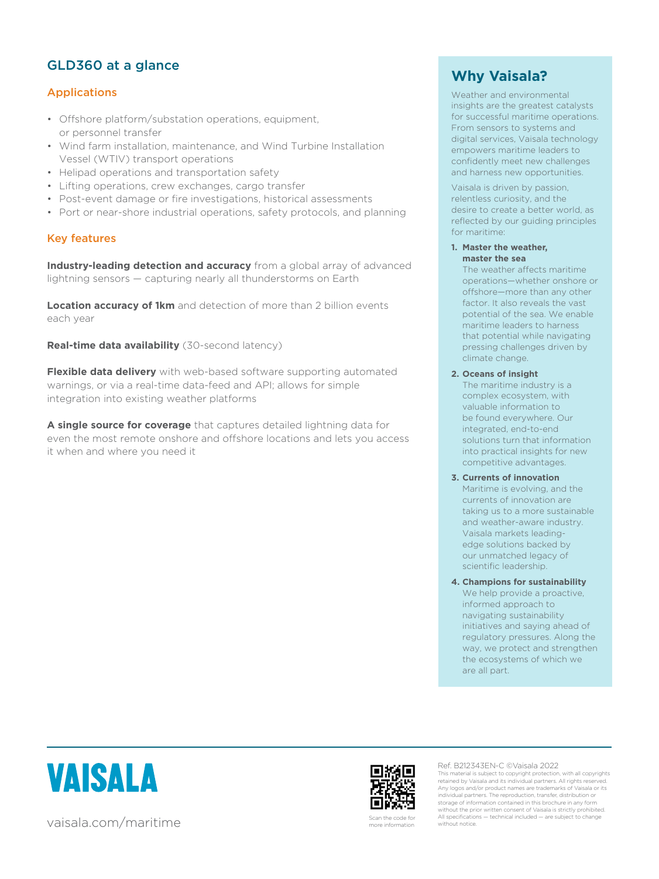## GLD360 at a glance

### Applications

- Offshore platform/substation operations, equipment, or personnel transfer
- Wind farm installation, maintenance, and Wind Turbine Installation Vessel (WTIV) transport operations
- Helipad operations and transportation safety
- Lifting operations, crew exchanges, cargo transfer
- Post-event damage or fire investigations, historical assessments
- Port or near-shore industrial operations, safety protocols, and planning

### Key features

**Industry-leading detection and accuracy** from a global array of advanced lightning sensors — capturing nearly all thunderstorms on Earth

**Location accuracy of 1km** and detection of more than 2 billion events each year

**Real-time data availability** (30-second latency)

**Flexible data delivery** with web-based software supporting automated warnings, or via a real-time data-feed and API; allows for simple integration into existing weather platforms

**A single source for coverage** that captures detailed lightning data for even the most remote onshore and offshore locations and lets you access it when and where you need it

## Why Vaisala?

Weather and environmental insights are the greatest catalysts for successful maritime operations. From sensors to systems and digital services, Vaisala technology empowers maritime leaders to confidently meet new challenges and harness new opportunities.

Vaisala is driven by passion, relentless curiosity, and the desire to create a better world, as reflected by our guiding principles for maritime:

1. **Master the weather, master the sea**
   The weather affects maritime operations—whether onshore or offshore—more than any other factor. It also reveals the vast potential of the sea. We enable maritime leaders to harness that potential while navigating pressing challenges driven by climate change.
2. **Oceans of insight**
   The maritime industry is a complex ecosystem, with valuable information to be found everywhere. Our integrated, end-to-end solutions turn that information into practical insights for new competitive advantages.
3. **Currents of innovation**
   Maritime is evolving, and the currents of innovation are taking us to a more sustainable and weather-aware industry. Vaisala markets leading-edge solutions backed by our unmatched legacy of scientific leadership.
4. **Champions for sustainability**
   We help provide a proactive, informed approach to navigating sustainability initiatives and saying ahead of regulatory pressures. Along the way, we protect and strengthen the ecosystems of which we are all part.

VAISALA

vaisala.com/maritime

Scan the code for more information

Ref. B212343EN-C ©Vaisala 2022
This material is subject to copyright protection, with all copyrights retained by Vaisala and its individual partners. All rights reserved. Any logos and/or product names are trademarks of Vaisala or its individual partners. The reproduction, transfer, distribution or storage of information contained in this brochure in any form without the prior written consent of Vaisala is strictly prohibited. All specifications — technical included — are subject to change without notice.